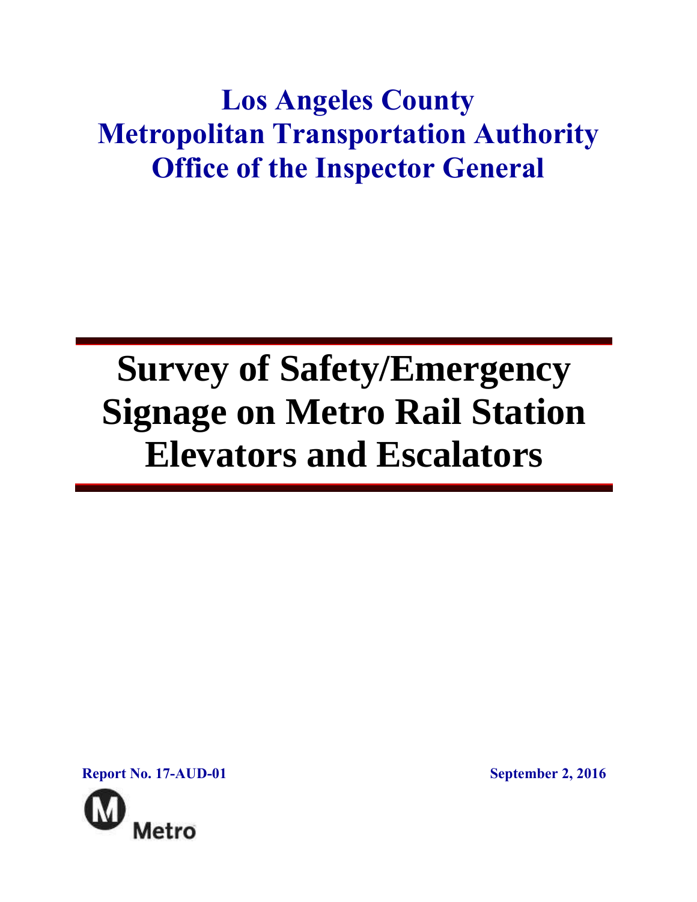# Los Angeles County Metropolitan Transportation Authority Office of the Inspector General

# Survey of Safety/Emergency Signage on Metro Rail Station Elevators and Escalators

**Report No. 17-AUD-01** **September 2, 2016**

Metro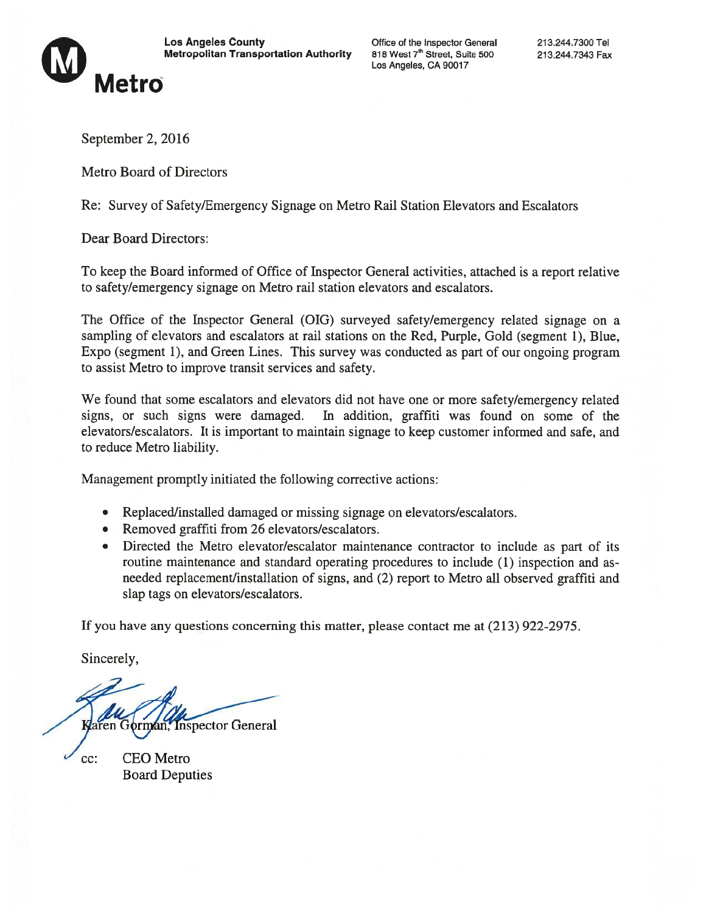**Los Angeles County Metropolitan Transportation Authority**

**Metro**

Office of the Inspector General
818 West 7th Street, Suite 500
Los Angeles, CA 90017

213.244.7300 Tel
213.244.7343 Fax

September 2, 2016

Metro Board of Directors

Re: Survey of Safety/Emergency Signage on Metro Rail Station Elevators and Escalators

Dear Board Directors:

To keep the Board informed of Office of Inspector General activities, attached is a report relative to safety/emergency signage on Metro rail station elevators and escalators.

The Office of the Inspector General (OIG) surveyed safety/emergency related signage on a sampling of elevators and escalators at rail stations on the Red, Purple, Gold (segment 1), Blue, Expo (segment 1), and Green Lines. This survey was conducted as part of our ongoing program to assist Metro to improve transit services and safety.

We found that some escalators and elevators did not have one or more safety/emergency related signs, or such signs were damaged. In addition, graffiti was found on some of the elevators/escalators. It is important to maintain signage to keep customer informed and safe, and to reduce Metro liability.

Management promptly initiated the following corrective actions:

- Replaced/installed damaged or missing signage on elevators/escalators.
- Removed graffiti from 26 elevators/escalators.
- Directed the Metro elevator/escalator maintenance contractor to include as part of its routine maintenance and standard operating procedures to include (1) inspection and as-needed replacement/installation of signs, and (2) report to Metro all observed graffiti and slap tags on elevators/escalators.

If you have any questions concerning this matter, please contact me at (213) 922-2975.

Sincerely,

Karen Gorman, Inspector General

cc: CEO Metro
Board Deputies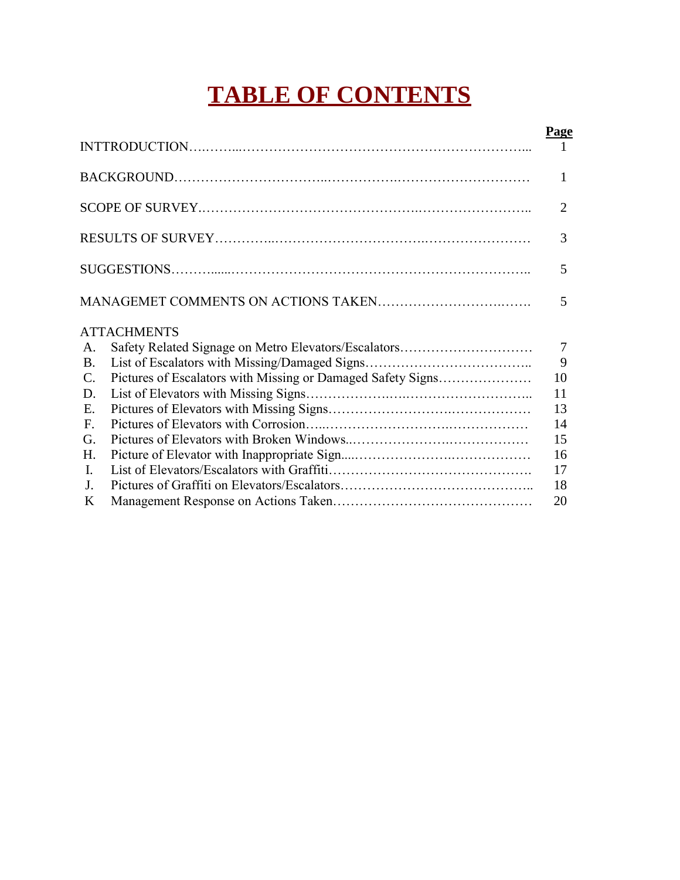# TABLE OF CONTENTS

| | Page |
|---|---|
| INTTRODUCTION | 1 |
| BACKGROUND | 1 |
| SCOPE OF SURVEY | 2 |
| RESULTS OF SURVEY | 3 |
| SUGGESTIONS | 5 |
| MANAGEMET COMMENTS ON ACTIONS TAKEN | 5 |

ATTACHMENTS

| | | |
|---|---|---|
| A. | Safety Related Signage on Metro Elevators/Escalators | 7 |
| B. | List of Escalators with Missing/Damaged Signs | 9 |
| C. | Pictures of Escalators with Missing or Damaged Safety Signs | 10 |
| D. | List of Elevators with Missing Signs | 11 |
| E. | Pictures of Elevators with Missing Signs | 13 |
| F. | Pictures of Elevators with Corrosion | 14 |
| G. | Pictures of Elevators with Broken Windows | 15 |
| H. | Picture of Elevator with Inappropriate Sign | 16 |
| I. | List of Elevators/Escalators with Graffiti | 17 |
| J. | Pictures of Graffiti on Elevators/Escalators | 18 |
| K | Management Response on Actions Taken | 20 |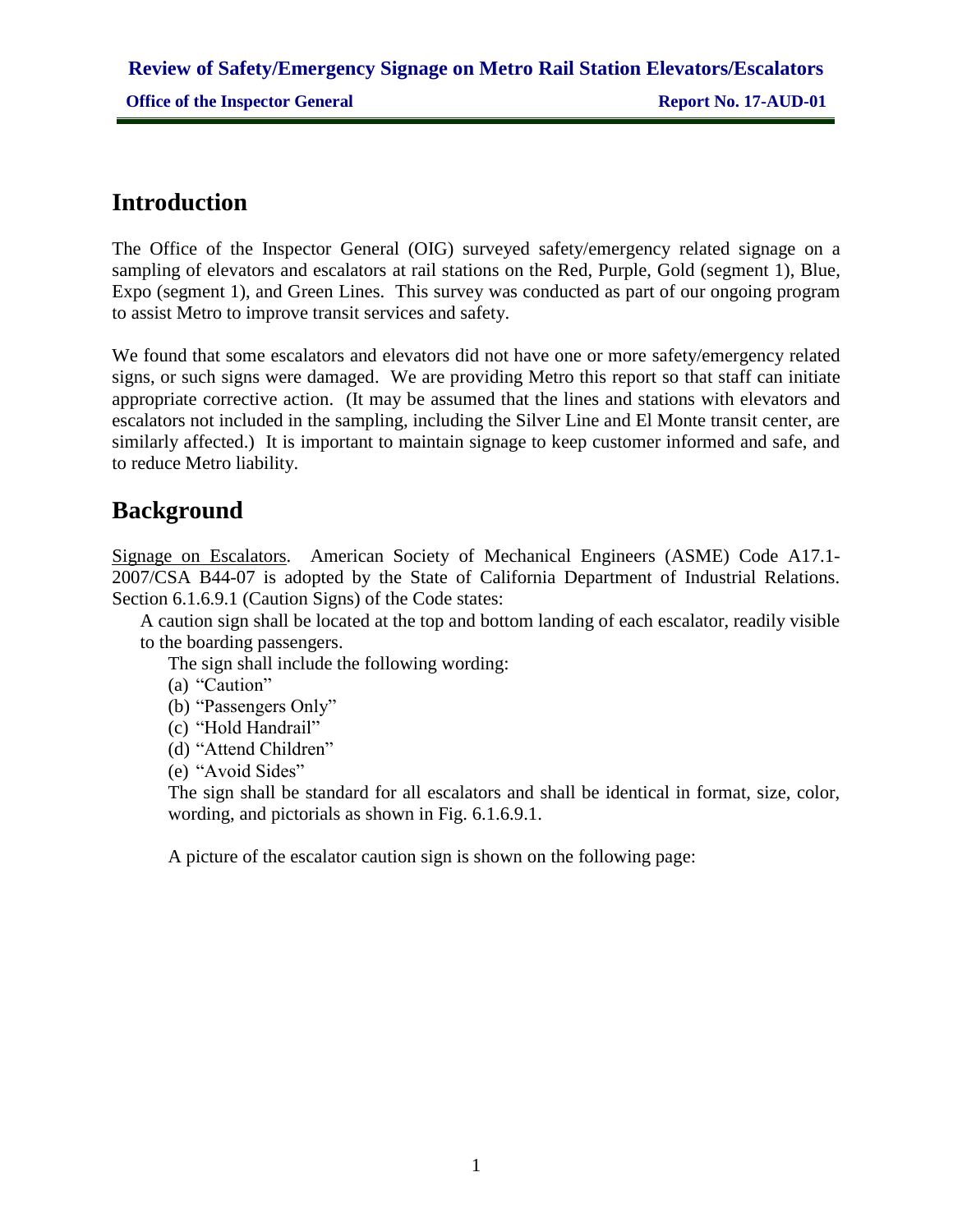## Introduction

The Office of the Inspector General (OIG) surveyed safety/emergency related signage on a sampling of elevators and escalators at rail stations on the Red, Purple, Gold (segment 1), Blue, Expo (segment 1), and Green Lines. This survey was conducted as part of our ongoing program to assist Metro to improve transit services and safety.

We found that some escalators and elevators did not have one or more safety/emergency related signs, or such signs were damaged. We are providing Metro this report so that staff can initiate appropriate corrective action. (It may be assumed that the lines and stations with elevators and escalators not included in the sampling, including the Silver Line and El Monte transit center, are similarly affected.) It is important to maintain signage to keep customer informed and safe, and to reduce Metro liability.

## Background

<u>Signage on Escalators</u>. American Society of Mechanical Engineers (ASME) Code A17.1-2007/CSA B44-07 is adopted by the State of California Department of Industrial Relations. Section 6.1.6.9.1 (Caution Signs) of the Code states:

> A caution sign shall be located at the top and bottom landing of each escalator, readily visible to the boarding passengers.
>
> The sign shall include the following wording:
>
> (a) "Caution"
> (b) "Passengers Only"
> (c) "Hold Handrail"
> (d) "Attend Children"
> (e) "Avoid Sides"
>
> The sign shall be standard for all escalators and shall be identical in format, size, color, wording, and pictorials as shown in Fig. 6.1.6.9.1.

A picture of the escalator caution sign is shown on the following page: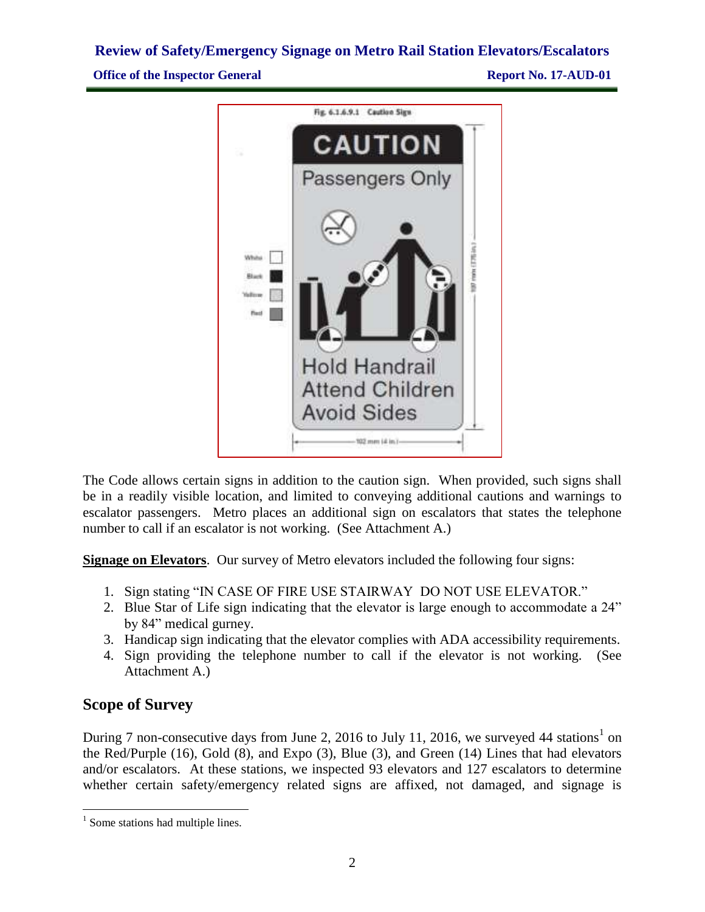Fig. 6.1.6.9.1 Caution Sign

CAUTION

Passengers Only

Hold Handrail
Attend Children
Avoid Sides

The Code allows certain signs in addition to the caution sign. When provided, such signs shall be in a readily visible location, and limited to conveying additional cautions and warnings to escalator passengers. Metro places an additional sign on escalators that states the telephone number to call if an escalator is not working. (See Attachment A.)

**Signage on Elevators**. Our survey of Metro elevators included the following four signs:

1. Sign stating "IN CASE OF FIRE USE STAIRWAY DO NOT USE ELEVATOR."
2. Blue Star of Life sign indicating that the elevator is large enough to accommodate a 24" by 84" medical gurney.
3. Handicap sign indicating that the elevator complies with ADA accessibility requirements.
4. Sign providing the telephone number to call if the elevator is not working. (See Attachment A.)

## Scope of Survey

During 7 non-consecutive days from June 2, 2016 to July 11, 2016, we surveyed 44 stations[1] on the Red/Purple (16), Gold (8), and Expo (3), Blue (3), and Green (14) Lines that had elevators and/or escalators. At these stations, we inspected 93 elevators and 127 escalators to determine whether certain safety/emergency related signs are affixed, not damaged, and signage is

[1] Some stations had multiple lines.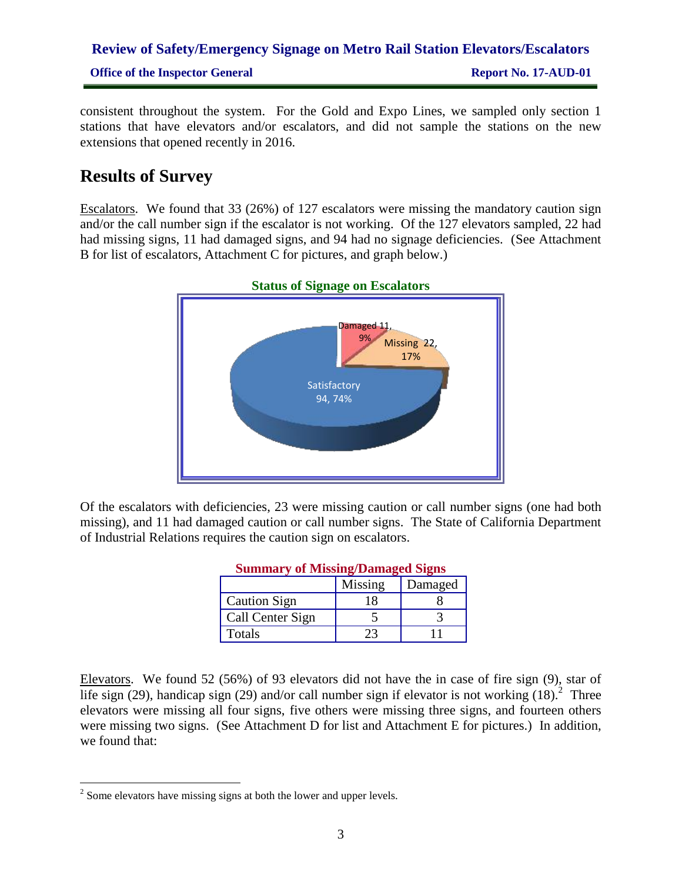consistent throughout the system. For the Gold and Expo Lines, we sampled only section 1 stations that have elevators and/or escalators, and did not sample the stations on the new extensions that opened recently in 2016.

## Results of Survey

Escalators. We found that 33 (26%) of 127 escalators were missing the mandatory caution sign and/or the call number sign if the escalator is not working. Of the 127 elevators sampled, 22 had had missing signs, 11 had damaged signs, and 94 had no signage deficiencies. (See Attachment B for list of escalators, Attachment C for pictures, and graph below.)

**Status of Signage on Escalators**

Damaged 11, 9%
Missing 22, 17%
Satisfactory 94, 74%

Of the escalators with deficiencies, 23 were missing caution or call number signs (one had both missing), and 11 had damaged caution or call number signs. The State of California Department of Industrial Relations requires the caution sign on escalators.

**Summary of Missing/Damaged Signs**

| | Missing | Damaged |
|---|---|---|
| Caution Sign | 18 | 8 |
| Call Center Sign | 5 | 3 |
| Totals | 23 | 11 |

Elevators. We found 52 (56%) of 93 elevators did not have the in case of fire sign (9), star of life sign (29), handicap sign (29) and/or call number sign if elevator is not working (18).[2] Three elevators were missing all four signs, five others were missing three signs, and fourteen others were missing two signs. (See Attachment D for list and Attachment E for pictures.) In addition, we found that:

[2] Some elevators have missing signs at both the lower and upper levels.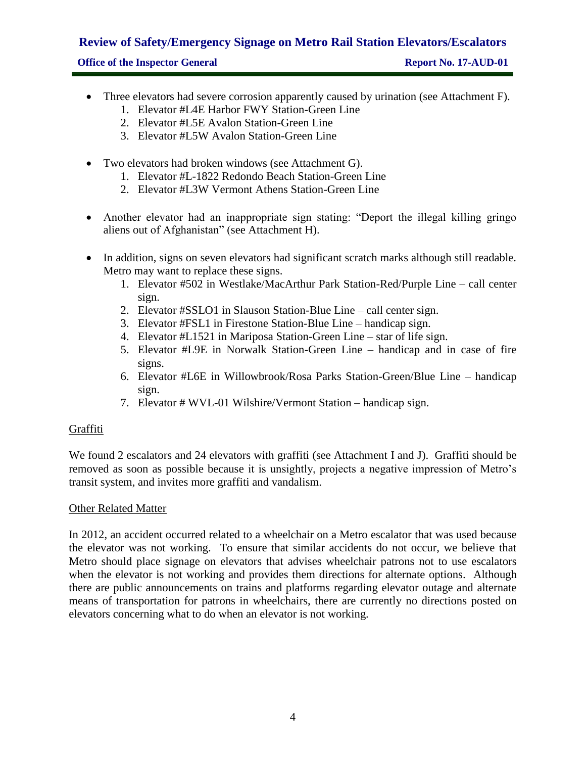- Three elevators had severe corrosion apparently caused by urination (see Attachment F).
    1. Elevator #L4E Harbor FWY Station-Green Line
    2. Elevator #L5E Avalon Station-Green Line
    3. Elevator #L5W Avalon Station-Green Line

- Two elevators had broken windows (see Attachment G).
    1. Elevator #L-1822 Redondo Beach Station-Green Line
    2. Elevator #L3W Vermont Athens Station-Green Line

- Another elevator had an inappropriate sign stating: "Deport the illegal killing gringo aliens out of Afghanistan" (see Attachment H).

- In addition, signs on seven elevators had significant scratch marks although still readable. Metro may want to replace these signs.
    1. Elevator #502 in Westlake/MacArthur Park Station-Red/Purple Line – call center sign.
    2. Elevator #SSLO1 in Slauson Station-Blue Line – call center sign.
    3. Elevator #FSL1 in Firestone Station-Blue Line – handicap sign.
    4. Elevator #L1521 in Mariposa Station-Green Line – star of life sign.
    5. Elevator #L9E in Norwalk Station-Green Line – handicap and in case of fire signs.
    6. Elevator #L6E in Willowbrook/Rosa Parks Station-Green/Blue Line – handicap sign.
    7. Elevator # WVL-01 Wilshire/Vermont Station – handicap sign.

<u>Graffiti</u>

We found 2 escalators and 24 elevators with graffiti (see Attachment I and J). Graffiti should be removed as soon as possible because it is unsightly, projects a negative impression of Metro's transit system, and invites more graffiti and vandalism.

<u>Other Related Matter</u>

In 2012, an accident occurred related to a wheelchair on a Metro escalator that was used because the elevator was not working. To ensure that similar accidents do not occur, we believe that Metro should place signage on elevators that advises wheelchair patrons not to use escalators when the elevator is not working and provides them directions for alternate options. Although there are public announcements on trains and platforms regarding elevator outage and alternate means of transportation for patrons in wheelchairs, there are currently no directions posted on elevators concerning what to do when an elevator is not working.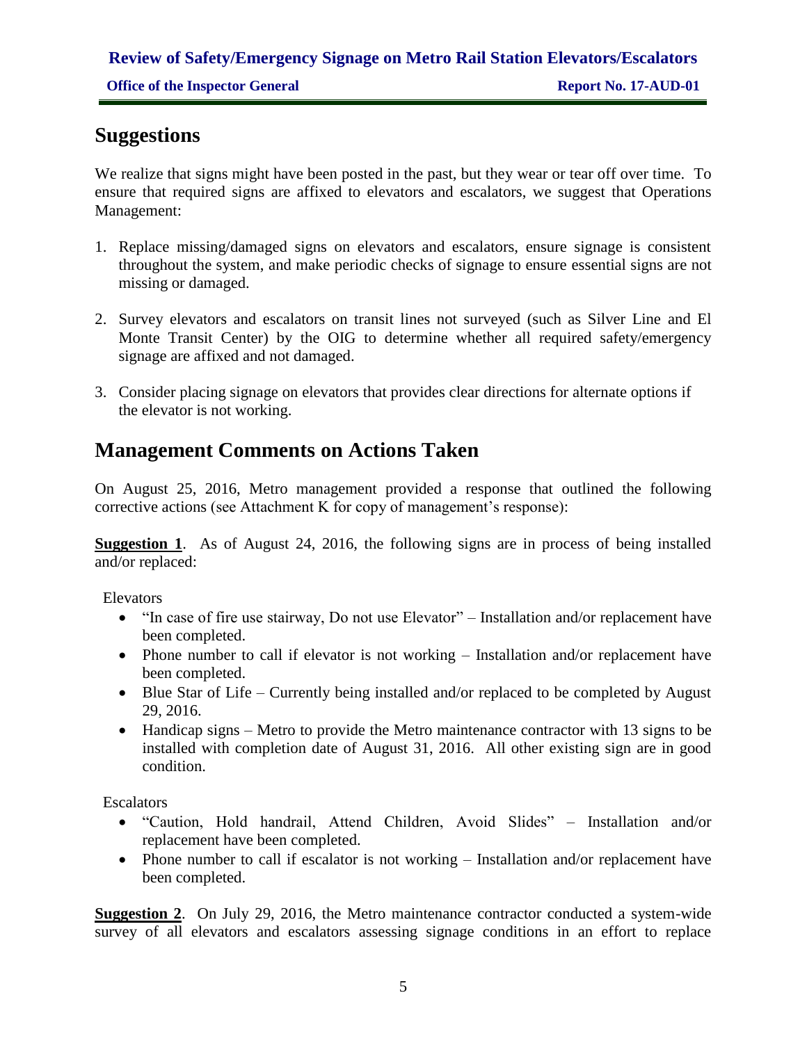## Suggestions

We realize that signs might have been posted in the past, but they wear or tear off over time. To ensure that required signs are affixed to elevators and escalators, we suggest that Operations Management:

1. Replace missing/damaged signs on elevators and escalators, ensure signage is consistent throughout the system, and make periodic checks of signage to ensure essential signs are not missing or damaged.

2. Survey elevators and escalators on transit lines not surveyed (such as Silver Line and El Monte Transit Center) by the OIG to determine whether all required safety/emergency signage are affixed and not damaged.

3. Consider placing signage on elevators that provides clear directions for alternate options if the elevator is not working.

## Management Comments on Actions Taken

On August 25, 2016, Metro management provided a response that outlined the following corrective actions (see Attachment K for copy of management's response):

**Suggestion 1**. As of August 24, 2016, the following signs are in process of being installed and/or replaced:

Elevators

- "In case of fire use stairway, Do not use Elevator" – Installation and/or replacement have been completed.
- Phone number to call if elevator is not working – Installation and/or replacement have been completed.
- Blue Star of Life – Currently being installed and/or replaced to be completed by August 29, 2016.
- Handicap signs – Metro to provide the Metro maintenance contractor with 13 signs to be installed with completion date of August 31, 2016. All other existing sign are in good condition.

Escalators

- "Caution, Hold handrail, Attend Children, Avoid Slides" – Installation and/or replacement have been completed.
- Phone number to call if escalator is not working – Installation and/or replacement have been completed.

**Suggestion 2**. On July 29, 2016, the Metro maintenance contractor conducted a system-wide survey of all elevators and escalators assessing signage conditions in an effort to replace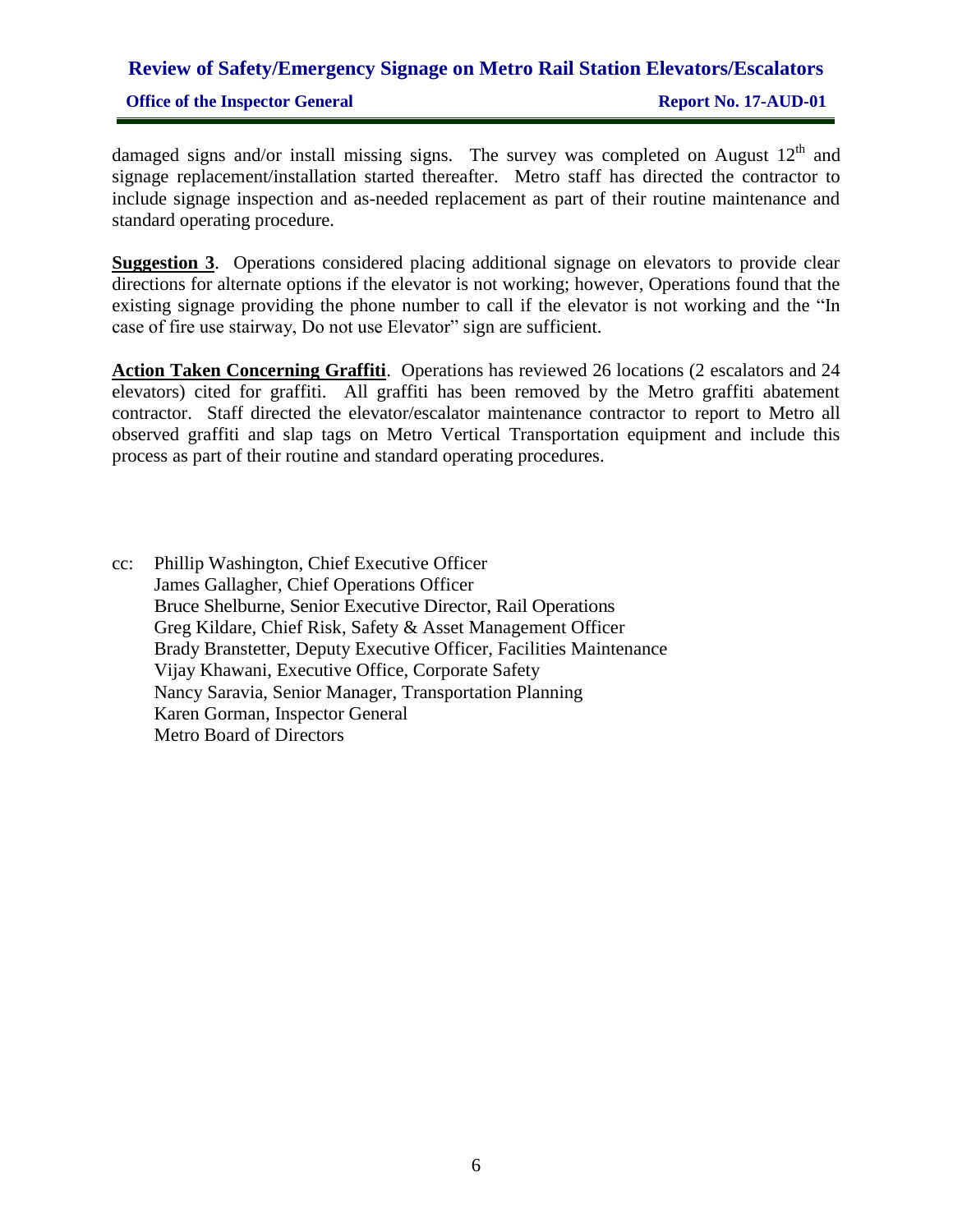damaged signs and/or install missing signs. The survey was completed on August 12th and signage replacement/installation started thereafter. Metro staff has directed the contractor to include signage inspection and as-needed replacement as part of their routine maintenance and standard operating procedure.

**Suggestion 3**. Operations considered placing additional signage on elevators to provide clear directions for alternate options if the elevator is not working; however, Operations found that the existing signage providing the phone number to call if the elevator is not working and the "In case of fire use stairway, Do not use Elevator" sign are sufficient.

**Action Taken Concerning Graffiti**. Operations has reviewed 26 locations (2 escalators and 24 elevators) cited for graffiti. All graffiti has been removed by the Metro graffiti abatement contractor. Staff directed the elevator/escalator maintenance contractor to report to Metro all observed graffiti and slap tags on Metro Vertical Transportation equipment and include this process as part of their routine and standard operating procedures.

cc: Phillip Washington, Chief Executive Officer
James Gallagher, Chief Operations Officer
Bruce Shelburne, Senior Executive Director, Rail Operations
Greg Kildare, Chief Risk, Safety & Asset Management Officer
Brady Branstetter, Deputy Executive Officer, Facilities Maintenance
Vijay Khawani, Executive Office, Corporate Safety
Nancy Saravia, Senior Manager, Transportation Planning
Karen Gorman, Inspector General
Metro Board of Directors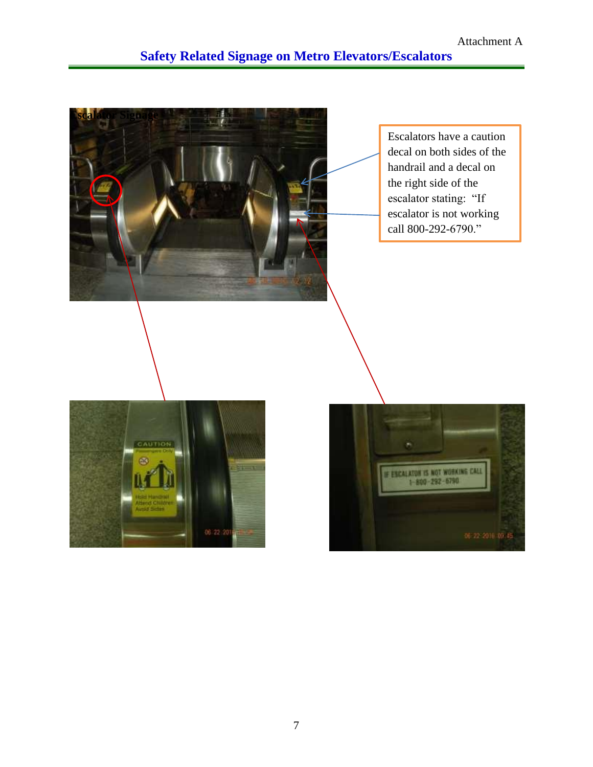## Safety Related Signage on Metro Elevators/Escalators

Escalator Signage

Escalators have a caution decal on both sides of the handrail and a decal on the right side of the escalator stating: "If escalator is not working call 800-292-6790."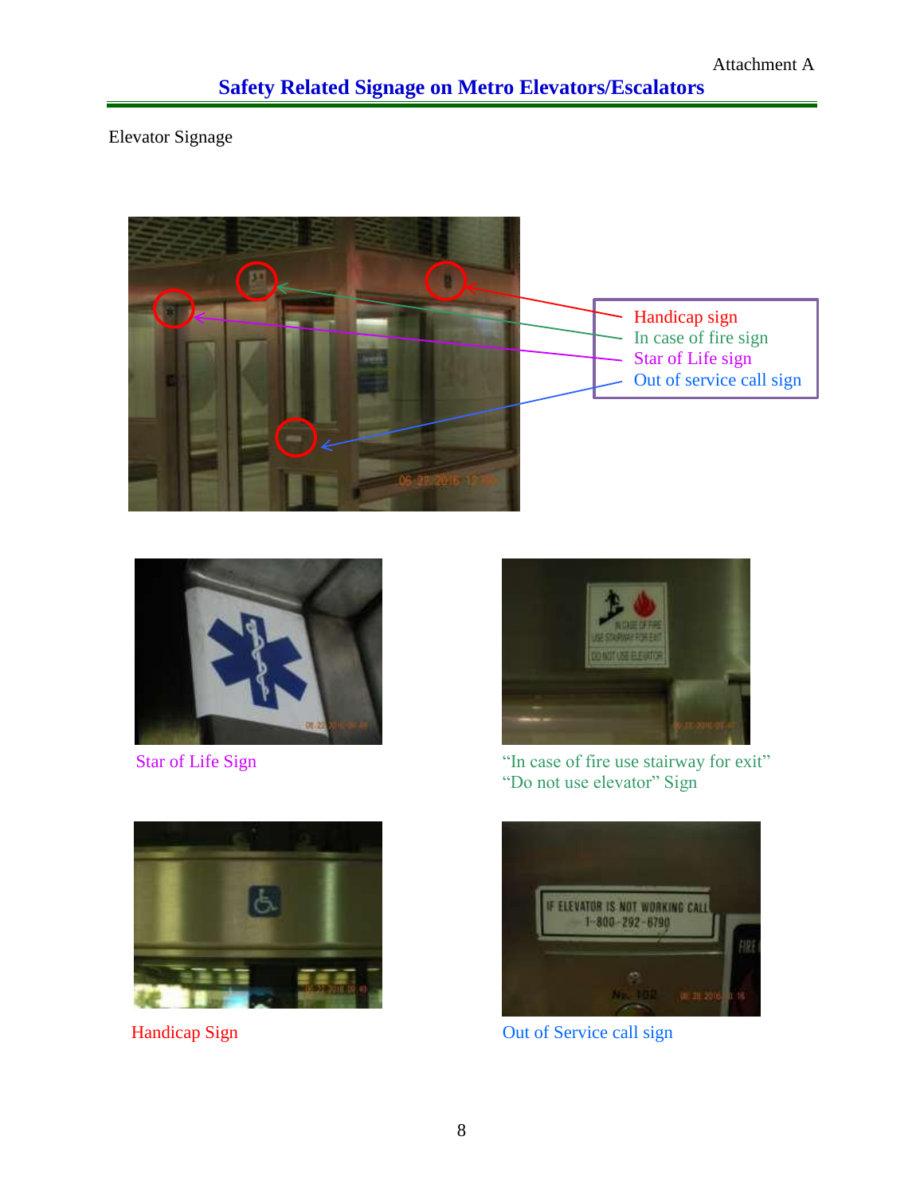## Safety Related Signage on Metro Elevators/Escalators

Attachment A

Elevator Signage

Handicap sign
In case of fire sign
Star of Life sign
Out of service call sign

Star of Life Sign

"In case of fire use stairway for exit"
"Do not use elevator" Sign

Handicap Sign

Out of Service call sign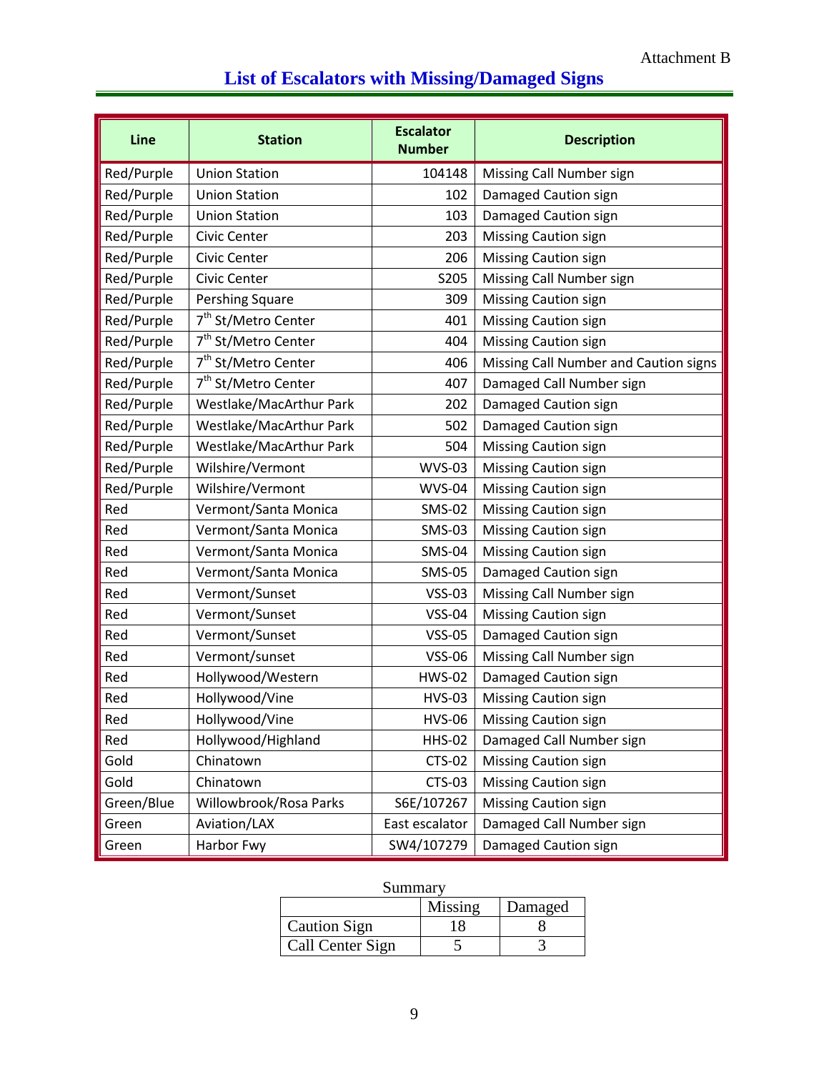Attachment B

# List of Escalators with Missing/Damaged Signs

| Line | Station | Escalator Number | Description |
|---|---|---|---|
| Red/Purple | Union Station | 104148 | Missing Call Number sign |
| Red/Purple | Union Station | 102 | Damaged Caution sign |
| Red/Purple | Union Station | 103 | Damaged Caution sign |
| Red/Purple | Civic Center | 203 | Missing Caution sign |
| Red/Purple | Civic Center | 206 | Missing Caution sign |
| Red/Purple | Civic Center | S205 | Missing Call Number sign |
| Red/Purple | Pershing Square | 309 | Missing Caution sign |
| Red/Purple | 7th St/Metro Center | 401 | Missing Caution sign |
| Red/Purple | 7th St/Metro Center | 404 | Missing Caution sign |
| Red/Purple | 7th St/Metro Center | 406 | Missing Call Number and Caution signs |
| Red/Purple | 7th St/Metro Center | 407 | Damaged Call Number sign |
| Red/Purple | Westlake/MacArthur Park | 202 | Damaged Caution sign |
| Red/Purple | Westlake/MacArthur Park | 502 | Damaged Caution sign |
| Red/Purple | Westlake/MacArthur Park | 504 | Missing Caution sign |
| Red/Purple | Wilshire/Vermont | WVS-03 | Missing Caution sign |
| Red/Purple | Wilshire/Vermont | WVS-04 | Missing Caution sign |
| Red | Vermont/Santa Monica | SMS-02 | Missing Caution sign |
| Red | Vermont/Santa Monica | SMS-03 | Missing Caution sign |
| Red | Vermont/Santa Monica | SMS-04 | Missing Caution sign |
| Red | Vermont/Santa Monica | SMS-05 | Damaged Caution sign |
| Red | Vermont/Sunset | VSS-03 | Missing Call Number sign |
| Red | Vermont/Sunset | VSS-04 | Missing Caution sign |
| Red | Vermont/Sunset | VSS-05 | Damaged Caution sign |
| Red | Vermont/sunset | VSS-06 | Missing Call Number sign |
| Red | Hollywood/Western | HWS-02 | Damaged Caution sign |
| Red | Hollywood/Vine | HVS-03 | Missing Caution sign |
| Red | Hollywood/Vine | HVS-06 | Missing Caution sign |
| Red | Hollywood/Highland | HHS-02 | Damaged Call Number sign |
| Gold | Chinatown | CTS-02 | Missing Caution sign |
| Gold | Chinatown | CTS-03 | Missing Caution sign |
| Green/Blue | Willowbrook/Rosa Parks | S6E/107267 | Missing Caution sign |
| Green | Aviation/LAX | East escalator | Damaged Call Number sign |
| Green | Harbor Fwy | SW4/107279 | Damaged Caution sign |

Summary

| | Missing | Damaged |
|---|---|---|
| Caution Sign | 18 | 8 |
| Call Center Sign | 5 | 3 |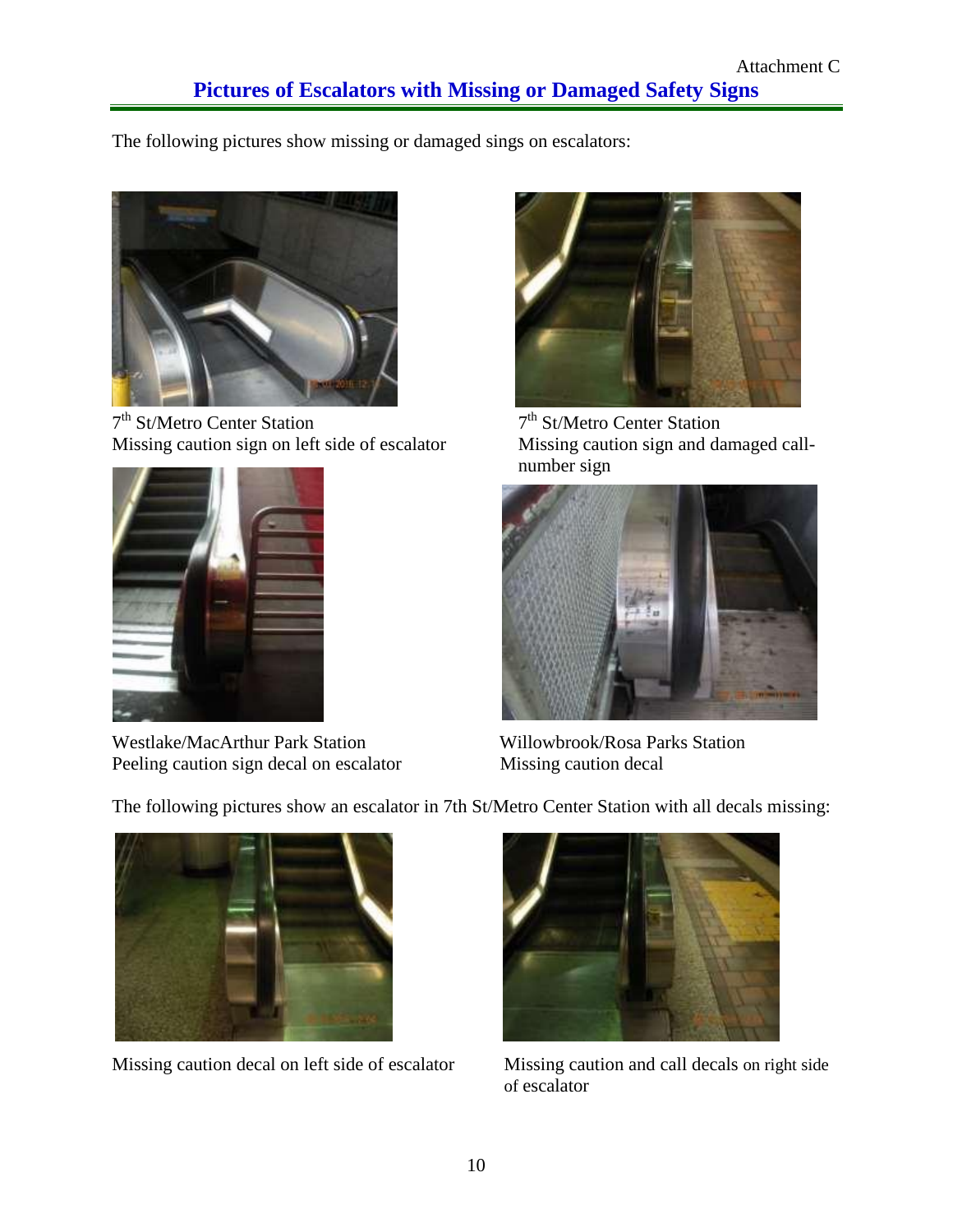Attachment C

# Pictures of Escalators with Missing or Damaged Safety Signs

The following pictures show missing or damaged sings on escalators:

7th St/Metro Center Station
Missing caution sign on left side of escalator

7th St/Metro Center Station
Missing caution sign and damaged call-number sign

Westlake/MacArthur Park Station
Peeling caution sign decal on escalator

Willowbrook/Rosa Parks Station
Missing caution decal

The following pictures show an escalator in 7th St/Metro Center Station with all decals missing:

Missing caution decal on left side of escalator

Missing caution and call decals on right side of escalator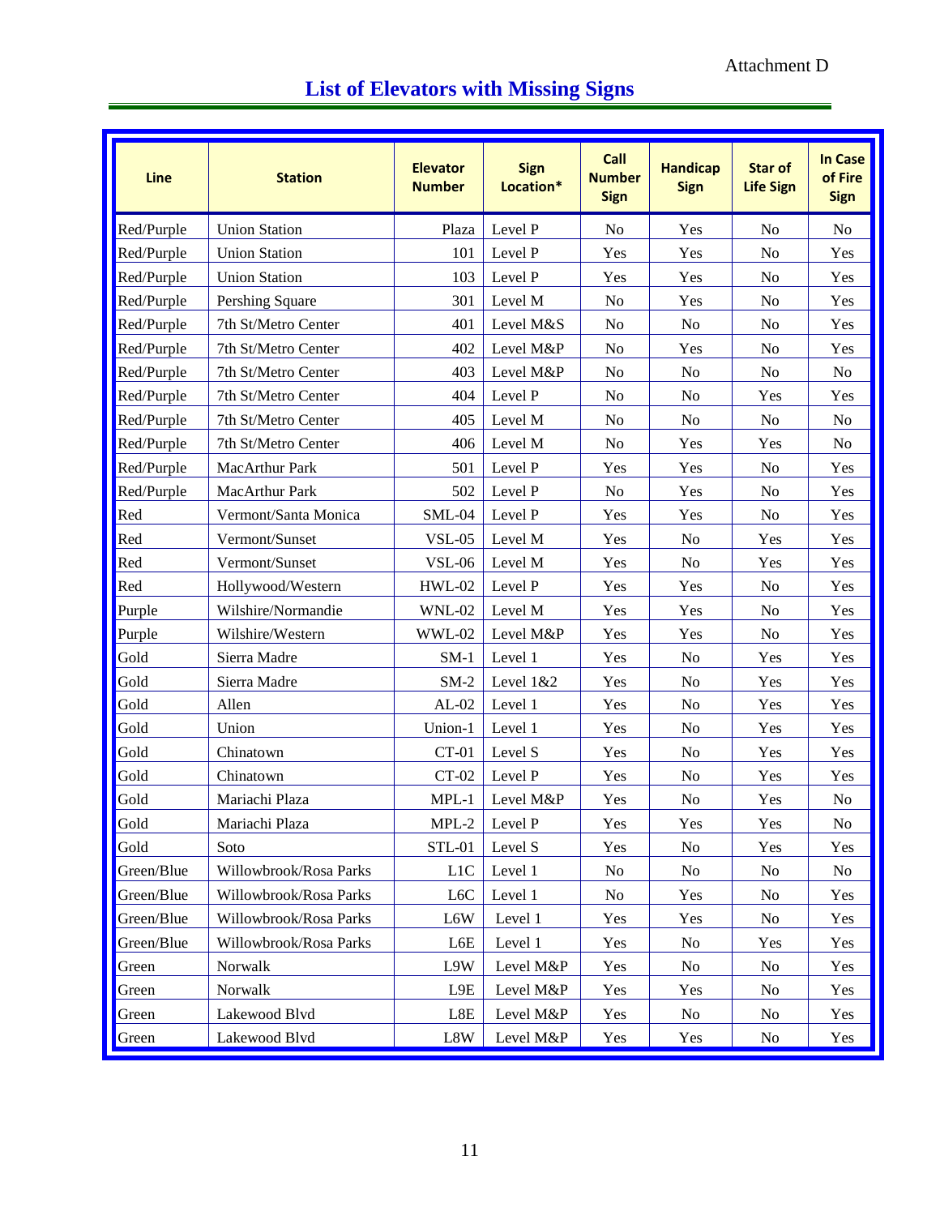Attachment D

# List of Elevators with Missing Signs

| Line | Station | Elevator Number | Sign Location* | Call Number Sign | Handicap Sign | Star of Life Sign | In Case of Fire Sign |
|---|---|---|---|---|---|---|---|
| Red/Purple | Union Station | Plaza | Level P | No | Yes | No | No |
| Red/Purple | Union Station | 101 | Level P | Yes | Yes | No | Yes |
| Red/Purple | Union Station | 103 | Level P | Yes | Yes | No | Yes |
| Red/Purple | Pershing Square | 301 | Level M | No | Yes | No | Yes |
| Red/Purple | 7th St/Metro Center | 401 | Level M&S | No | No | No | Yes |
| Red/Purple | 7th St/Metro Center | 402 | Level M&P | No | Yes | No | Yes |
| Red/Purple | 7th St/Metro Center | 403 | Level M&P | No | No | No | No |
| Red/Purple | 7th St/Metro Center | 404 | Level P | No | No | Yes | Yes |
| Red/Purple | 7th St/Metro Center | 405 | Level M | No | No | No | No |
| Red/Purple | 7th St/Metro Center | 406 | Level M | No | Yes | Yes | No |
| Red/Purple | MacArthur Park | 501 | Level P | Yes | Yes | No | Yes |
| Red/Purple | MacArthur Park | 502 | Level P | No | Yes | No | Yes |
| Red | Vermont/Santa Monica | SML-04 | Level P | Yes | Yes | No | Yes |
| Red | Vermont/Sunset | VSL-05 | Level M | Yes | No | Yes | Yes |
| Red | Vermont/Sunset | VSL-06 | Level M | Yes | No | Yes | Yes |
| Red | Hollywood/Western | HWL-02 | Level P | Yes | Yes | No | Yes |
| Purple | Wilshire/Normandie | WNL-02 | Level M | Yes | Yes | No | Yes |
| Purple | Wilshire/Western | WWL-02 | Level M&P | Yes | Yes | No | Yes |
| Gold | Sierra Madre | SM-1 | Level 1 | Yes | No | Yes | Yes |
| Gold | Sierra Madre | SM-2 | Level 1&2 | Yes | No | Yes | Yes |
| Gold | Allen | AL-02 | Level 1 | Yes | No | Yes | Yes |
| Gold | Union | Union-1 | Level 1 | Yes | No | Yes | Yes |
| Gold | Chinatown | CT-01 | Level S | Yes | No | Yes | Yes |
| Gold | Chinatown | CT-02 | Level P | Yes | No | Yes | Yes |
| Gold | Mariachi Plaza | MPL-1 | Level M&P | Yes | No | Yes | No |
| Gold | Mariachi Plaza | MPL-2 | Level P | Yes | Yes | Yes | No |
| Gold | Soto | STL-01 | Level S | Yes | No | Yes | Yes |
| Green/Blue | Willowbrook/Rosa Parks | L1C | Level 1 | No | No | No | No |
| Green/Blue | Willowbrook/Rosa Parks | L6C | Level 1 | No | Yes | No | Yes |
| Green/Blue | Willowbrook/Rosa Parks | L6W | Level 1 | Yes | Yes | No | Yes |
| Green/Blue | Willowbrook/Rosa Parks | L6E | Level 1 | Yes | No | Yes | Yes |
| Green | Norwalk | L9W | Level M&P | Yes | No | No | Yes |
| Green | Norwalk | L9E | Level M&P | Yes | Yes | No | Yes |
| Green | Lakewood Blvd | L8E | Level M&P | Yes | No | No | Yes |
| Green | Lakewood Blvd | L8W | Level M&P | Yes | Yes | No | Yes |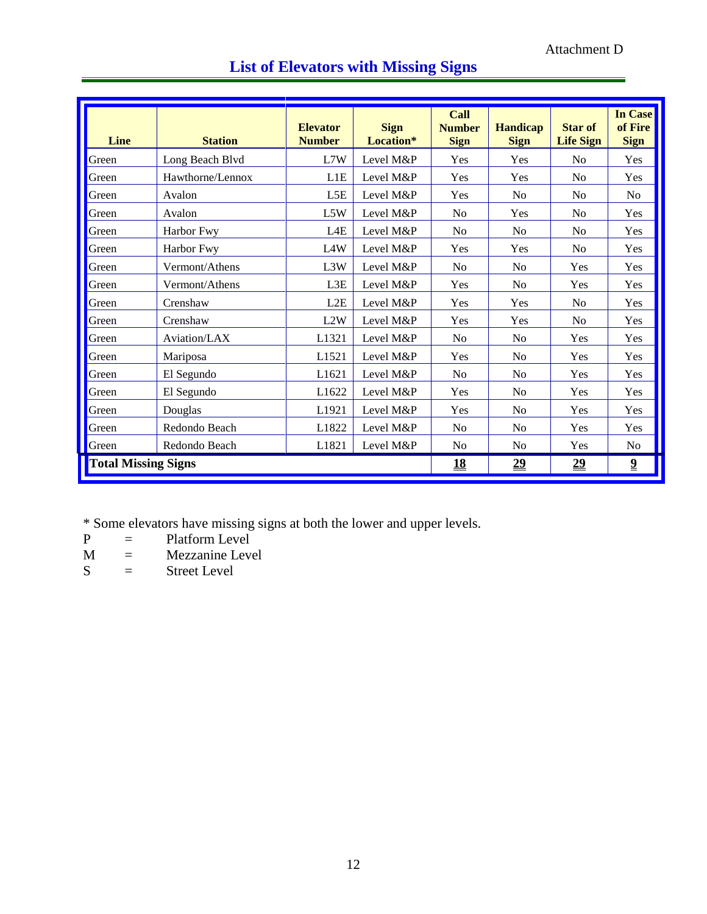Attachment D

# List of Elevators with Missing Signs

| Line | Station | Elevator Number | Sign Location* | Call Number Sign | Handicap Sign | Star of Life Sign | In Case of Fire Sign |
|---|---|---|---|---|---|---|---|
| Green | Long Beach Blvd | L7W | Level M&P | Yes | Yes | No | Yes |
| Green | Hawthorne/Lennox | L1E | Level M&P | Yes | Yes | No | Yes |
| Green | Avalon | L5E | Level M&P | Yes | No | No | No |
| Green | Avalon | L5W | Level M&P | No | Yes | No | Yes |
| Green | Harbor Fwy | L4E | Level M&P | No | No | No | Yes |
| Green | Harbor Fwy | L4W | Level M&P | Yes | Yes | No | Yes |
| Green | Vermont/Athens | L3W | Level M&P | No | No | Yes | Yes |
| Green | Vermont/Athens | L3E | Level M&P | Yes | No | Yes | Yes |
| Green | Crenshaw | L2E | Level M&P | Yes | Yes | No | Yes |
| Green | Crenshaw | L2W | Level M&P | Yes | Yes | No | Yes |
| Green | Aviation/LAX | L1321 | Level M&P | No | No | Yes | Yes |
| Green | Mariposa | L1521 | Level M&P | Yes | No | Yes | Yes |
| Green | El Segundo | L1621 | Level M&P | No | No | Yes | Yes |
| Green | El Segundo | L1622 | Level M&P | Yes | No | Yes | Yes |
| Green | Douglas | L1921 | Level M&P | Yes | No | Yes | Yes |
| Green | Redondo Beach | L1822 | Level M&P | No | No | Yes | Yes |
| Green | Redondo Beach | L1821 | Level M&P | No | No | Yes | No |
| **Total Missing Signs** | | | | **18** | **29** | **29** | **9** |

\* Some elevators have missing signs at both the lower and upper levels.

P = Platform Level
M = Mezzanine Level
S = Street Level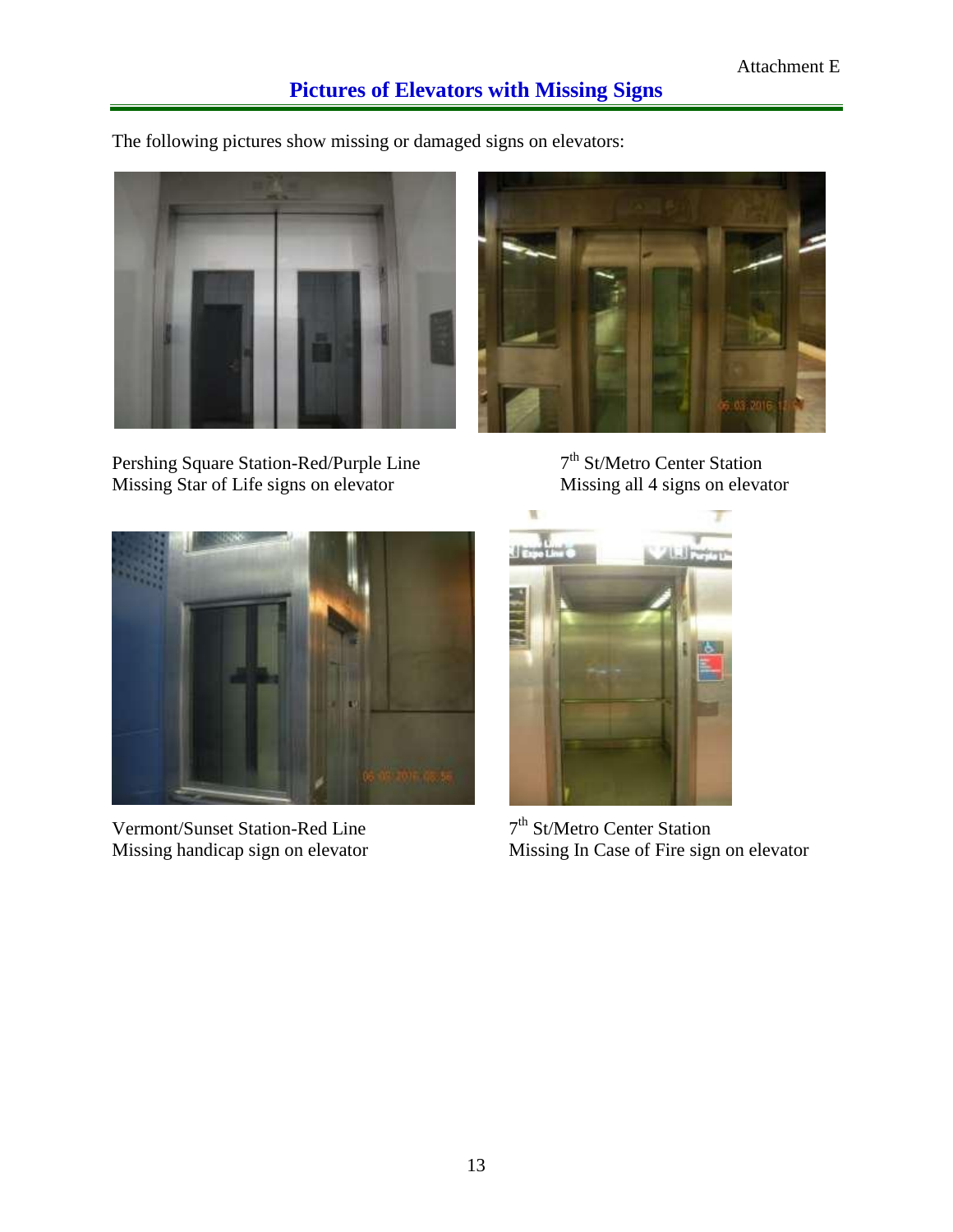Attachment E

## Pictures of Elevators with Missing Signs

The following pictures show missing or damaged signs on elevators:

Pershing Square Station-Red/Purple Line
Missing Star of Life signs on elevator

7th St/Metro Center Station
Missing all 4 signs on elevator

Vermont/Sunset Station-Red Line
Missing handicap sign on elevator

7th St/Metro Center Station
Missing In Case of Fire sign on elevator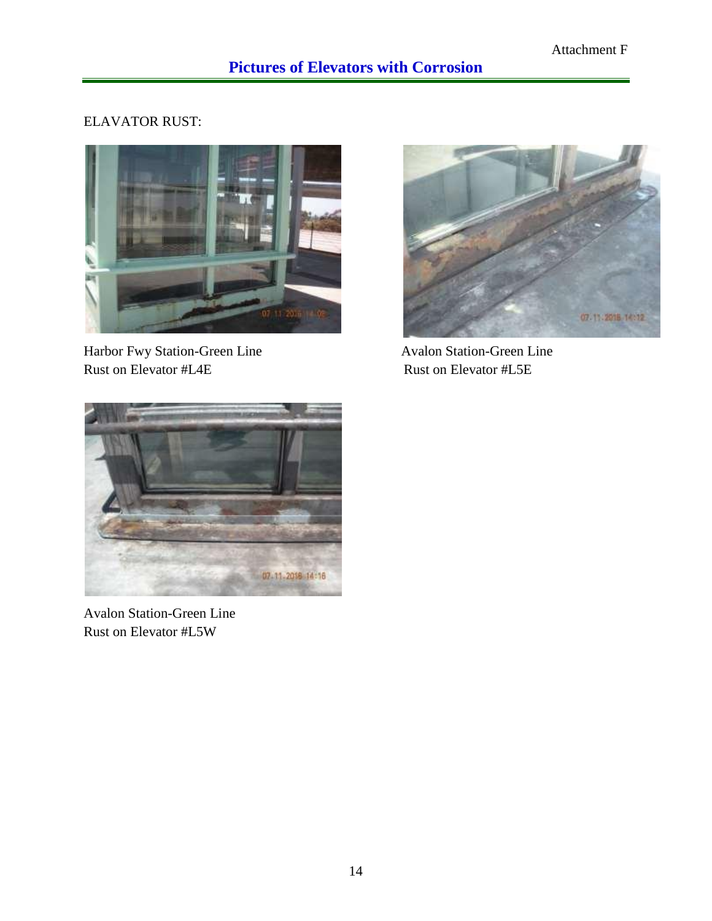Attachment F

## Pictures of Elevators with Corrosion

ELAVATOR RUST:

Harbor Fwy Station-Green Line
Rust on Elevator #L4E

Avalon Station-Green Line
Rust on Elevator #L5E

Avalon Station-Green Line
Rust on Elevator #L5W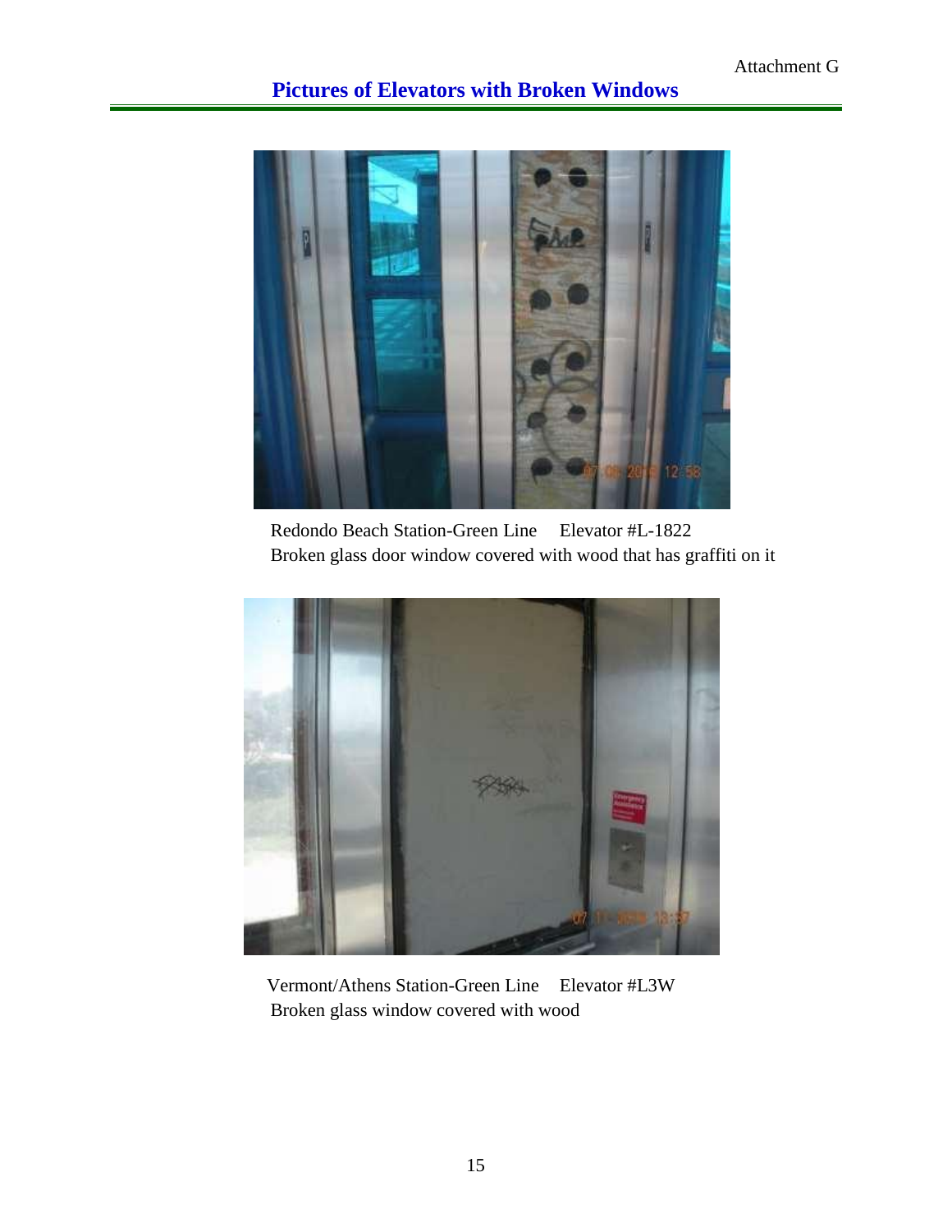Attachment G

## Pictures of Elevators with Broken Windows

Redondo Beach Station-Green Line Elevator #L-1822
Broken glass door window covered with wood that has graffiti on it

Vermont/Athens Station-Green Line Elevator #L3W
Broken glass window covered with wood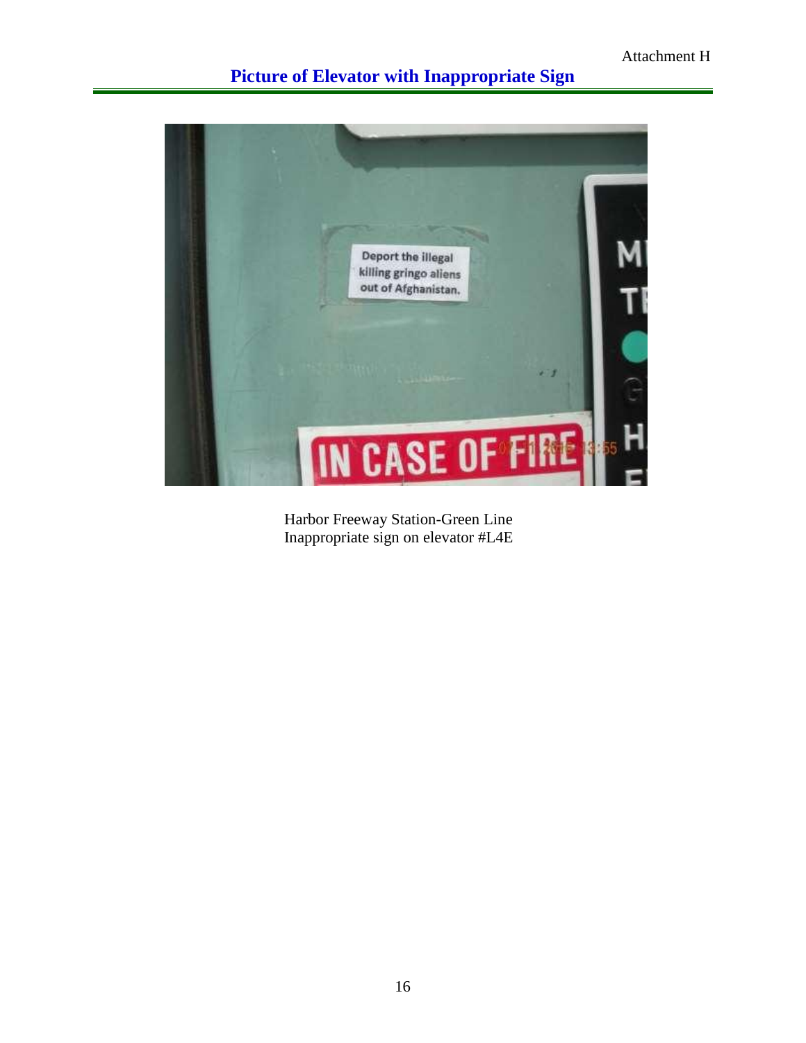Attachment H

## Picture of Elevator with Inappropriate Sign

Harbor Freeway Station-Green Line
Inappropriate sign on elevator #L4E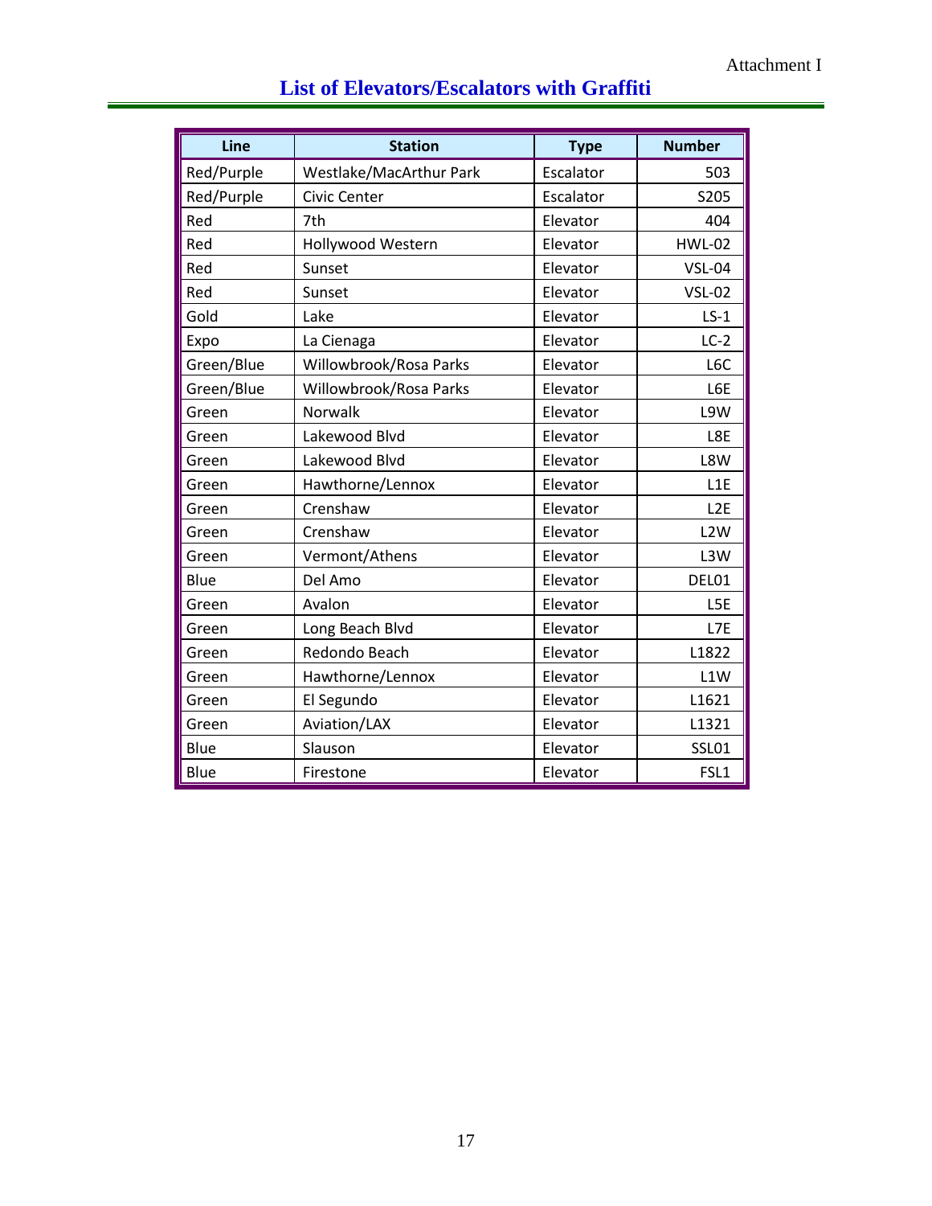Attachment I

# List of Elevators/Escalators with Graffiti

| Line | Station | Type | Number |
|---|---|---|---|
| Red/Purple | Westlake/MacArthur Park | Escalator | 503 |
| Red/Purple | Civic Center | Escalator | S205 |
| Red | 7th | Elevator | 404 |
| Red | Hollywood Western | Elevator | HWL-02 |
| Red | Sunset | Elevator | VSL-04 |
| Red | Sunset | Elevator | VSL-02 |
| Gold | Lake | Elevator | LS-1 |
| Expo | La Cienaga | Elevator | LC-2 |
| Green/Blue | Willowbrook/Rosa Parks | Elevator | L6C |
| Green/Blue | Willowbrook/Rosa Parks | Elevator | L6E |
| Green | Norwalk | Elevator | L9W |
| Green | Lakewood Blvd | Elevator | L8E |
| Green | Lakewood Blvd | Elevator | L8W |
| Green | Hawthorne/Lennox | Elevator | L1E |
| Green | Crenshaw | Elevator | L2E |
| Green | Crenshaw | Elevator | L2W |
| Green | Vermont/Athens | Elevator | L3W |
| Blue | Del Amo | Elevator | DEL01 |
| Green | Avalon | Elevator | L5E |
| Green | Long Beach Blvd | Elevator | L7E |
| Green | Redondo Beach | Elevator | L1822 |
| Green | Hawthorne/Lennox | Elevator | L1W |
| Green | El Segundo | Elevator | L1621 |
| Green | Aviation/LAX | Elevator | L1321 |
| Blue | Slauson | Elevator | SSL01 |
| Blue | Firestone | Elevator | FSL1 |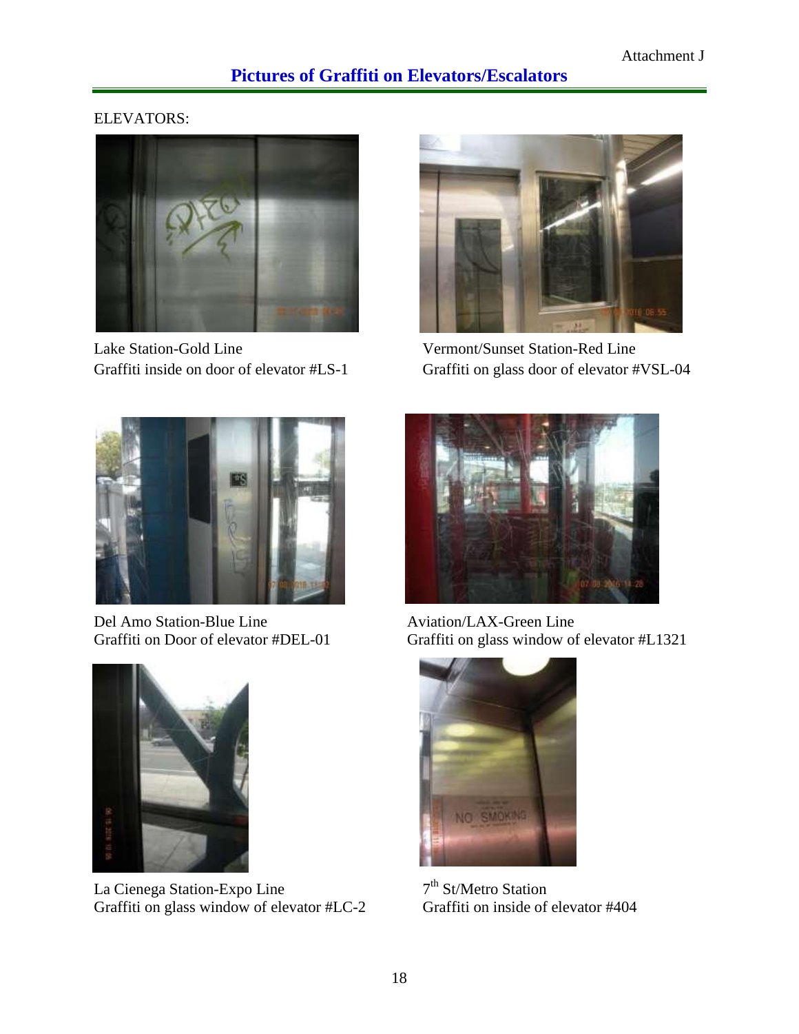Attachment J

## Pictures of Graffiti on Elevators/Escalators

ELEVATORS:

Lake Station-Gold Line
Graffiti inside on door of elevator #LS-1

Vermont/Sunset Station-Red Line
Graffiti on glass door of elevator #VSL-04

Del Amo Station-Blue Line
Graffiti on Door of elevator #DEL-01

Aviation/LAX-Green Line
Graffiti on glass window of elevator #L1321

La Cienega Station-Expo Line
Graffiti on glass window of elevator #LC-2

7th St/Metro Station
Graffiti on inside of elevator #404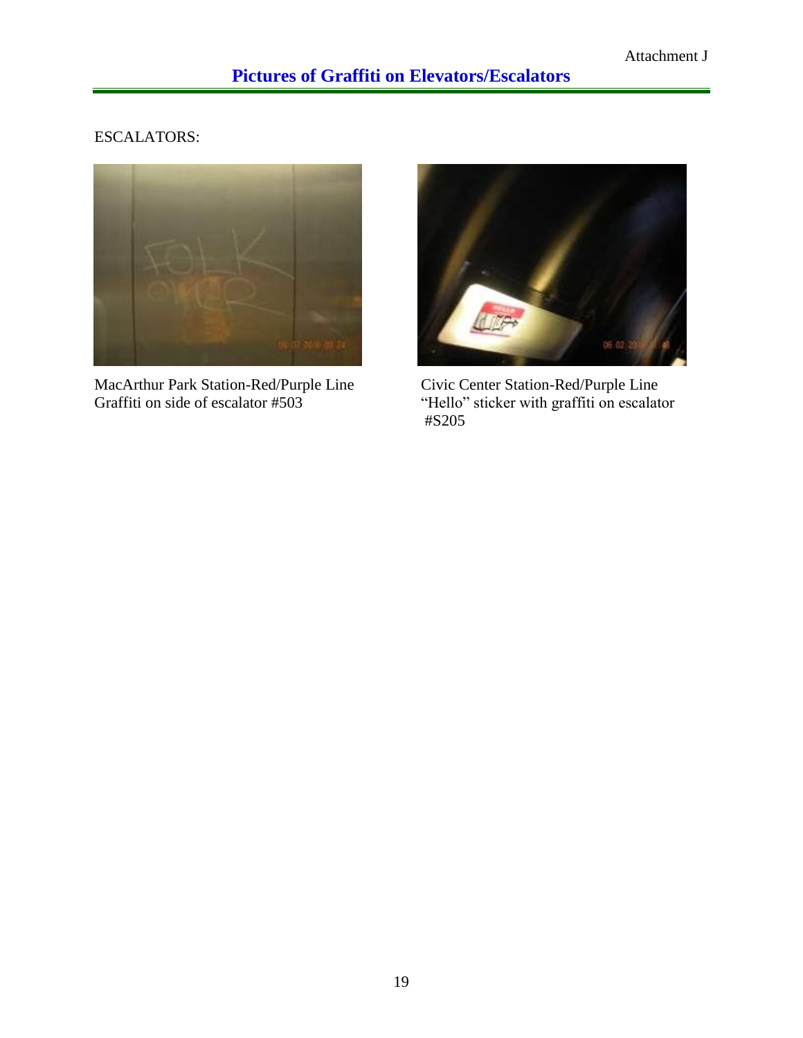Attachment J

# Pictures of Graffiti on Elevators/Escalators

ESCALATORS:

MacArthur Park Station-Red/Purple Line
Graffiti on side of escalator #503

Civic Center Station-Red/Purple Line
"Hello" sticker with graffiti on escalator #S205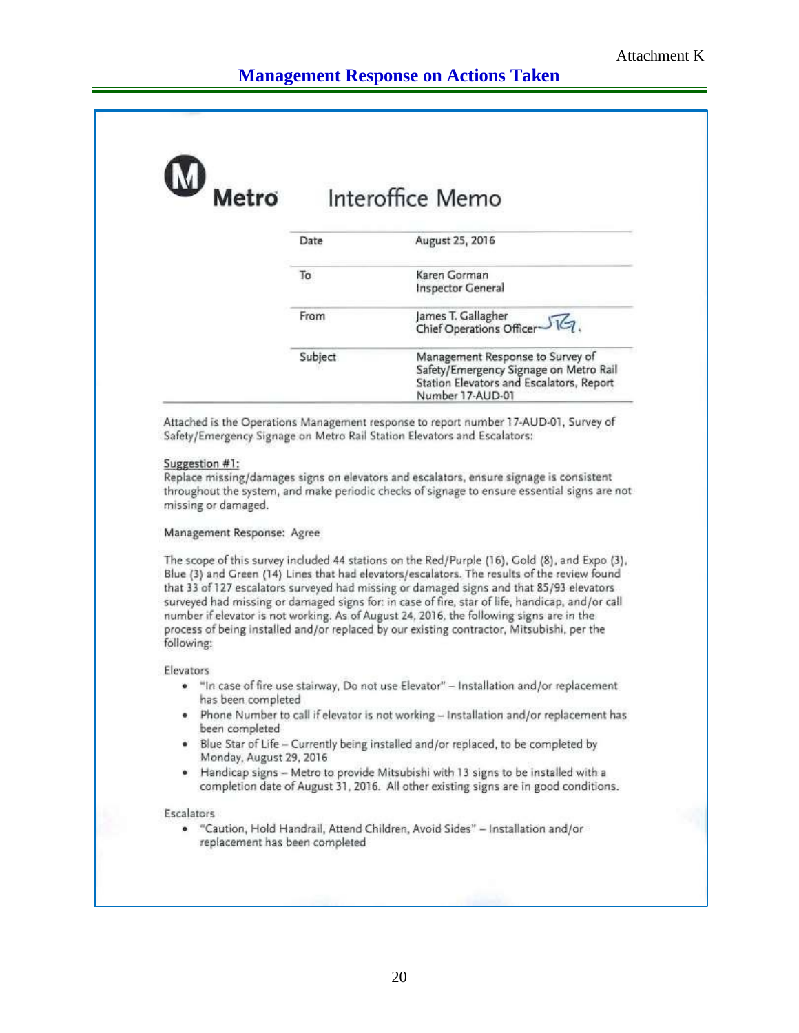Attachment K

## Management Response on Actions Taken

**Metro** Interoffice Memo

| | |
|---|---|
| Date | August 25, 2016 |
| To | Karen Gorman<br>Inspector General |
| From | James T. Gallagher<br>Chief Operations Officer |
| Subject | Management Response to Survey of Safety/Emergency Signage on Metro Rail Station Elevators and Escalators, Report Number 17-AUD-01 |

Attached is the Operations Management response to report number 17-AUD-01, Survey of Safety/Emergency Signage on Metro Rail Station Elevators and Escalators:

Suggestion #1:
Replace missing/damages signs on elevators and escalators, ensure signage is consistent throughout the system, and make periodic checks of signage to ensure essential signs are not missing or damaged.

Management Response: Agree

The scope of this survey included 44 stations on the Red/Purple (16), Gold (8), and Expo (3), Blue (3) and Green (14) Lines that had elevators/escalators. The results of the review found that 33 of 127 escalators surveyed had missing or damaged signs and that 85/93 elevators surveyed had missing or damaged signs for: in case of fire, star of life, handicap, and/or call number if elevator is not working. As of August 24, 2016, the following signs are in the process of being installed and/or replaced by our existing contractor, Mitsubishi, per the following:

Elevators

- "In case of fire use stairway, Do not use Elevator" – Installation and/or replacement has been completed
- Phone Number to call if elevator is not working – Installation and/or replacement has been completed
- Blue Star of Life – Currently being installed and/or replaced, to be completed by Monday, August 29, 2016
- Handicap signs – Metro to provide Mitsubishi with 13 signs to be installed with a completion date of August 31, 2016. All other existing signs are in good conditions.

Escalators

- "Caution, Hold Handrail, Attend Children, Avoid Sides" – Installation and/or replacement has been completed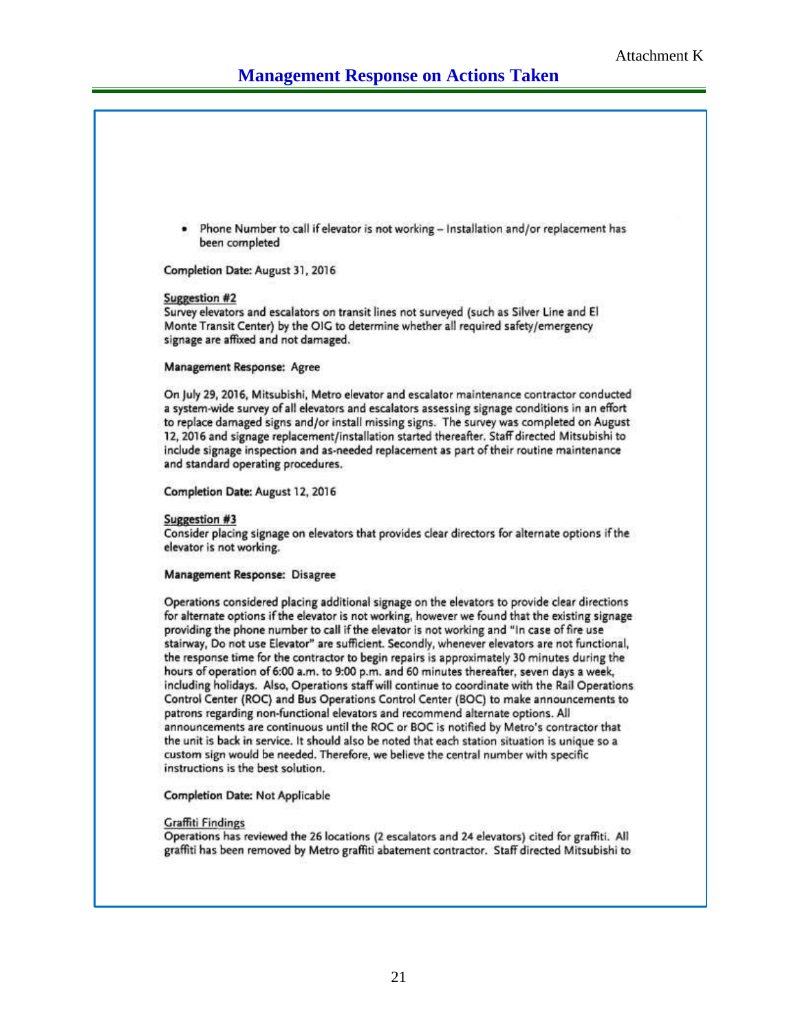Attachment K

## Management Response on Actions Taken

- Phone Number to call if elevator is not working – Installation and/or replacement has been completed

**Completion Date:** August 31, 2016

Suggestion #2

Survey elevators and escalators on transit lines not surveyed (such as Silver Line and El Monte Transit Center) by the OIG to determine whether all required safety/emergency signage are affixed and not damaged.

**Management Response:** Agree

On July 29, 2016, Mitsubishi, Metro elevator and escalator maintenance contractor conducted a system-wide survey of all elevators and escalators assessing signage conditions in an effort to replace damaged signs and/or install missing signs. The survey was completed on August 12, 2016 and signage replacement/installation started thereafter. Staff directed Mitsubishi to include signage inspection and as-needed replacement as part of their routine maintenance and standard operating procedures.

**Completion Date:** August 12, 2016

Suggestion #3

Consider placing signage on elevators that provides clear directors for alternate options if the elevator is not working.

**Management Response:** Disagree

Operations considered placing additional signage on the elevators to provide clear directions for alternate options if the elevator is not working, however we found that the existing signage providing the phone number to call if the elevator is not working and "In case of fire use stairway, Do not use Elevator" are sufficient. Secondly, whenever elevators are not functional, the response time for the contractor to begin repairs is approximately 30 minutes during the hours of operation of 6:00 a.m. to 9:00 p.m. and 60 minutes thereafter, seven days a week, including holidays. Also, Operations staff will continue to coordinate with the Rail Operations Control Center (ROC) and Bus Operations Control Center (BOC) to make announcements to patrons regarding non-functional elevators and recommend alternate options. All announcements are continuous until the ROC or BOC is notified by Metro's contractor that the unit is back in service. It should also be noted that each station situation is unique so a custom sign would be needed. Therefore, we believe the central number with specific instructions is the best solution.

**Completion Date:** Not Applicable

Graffiti Findings

Operations has reviewed the 26 locations (2 escalators and 24 elevators) cited for graffiti. All graffiti has been removed by Metro graffiti abatement contractor. Staff directed Mitsubishi to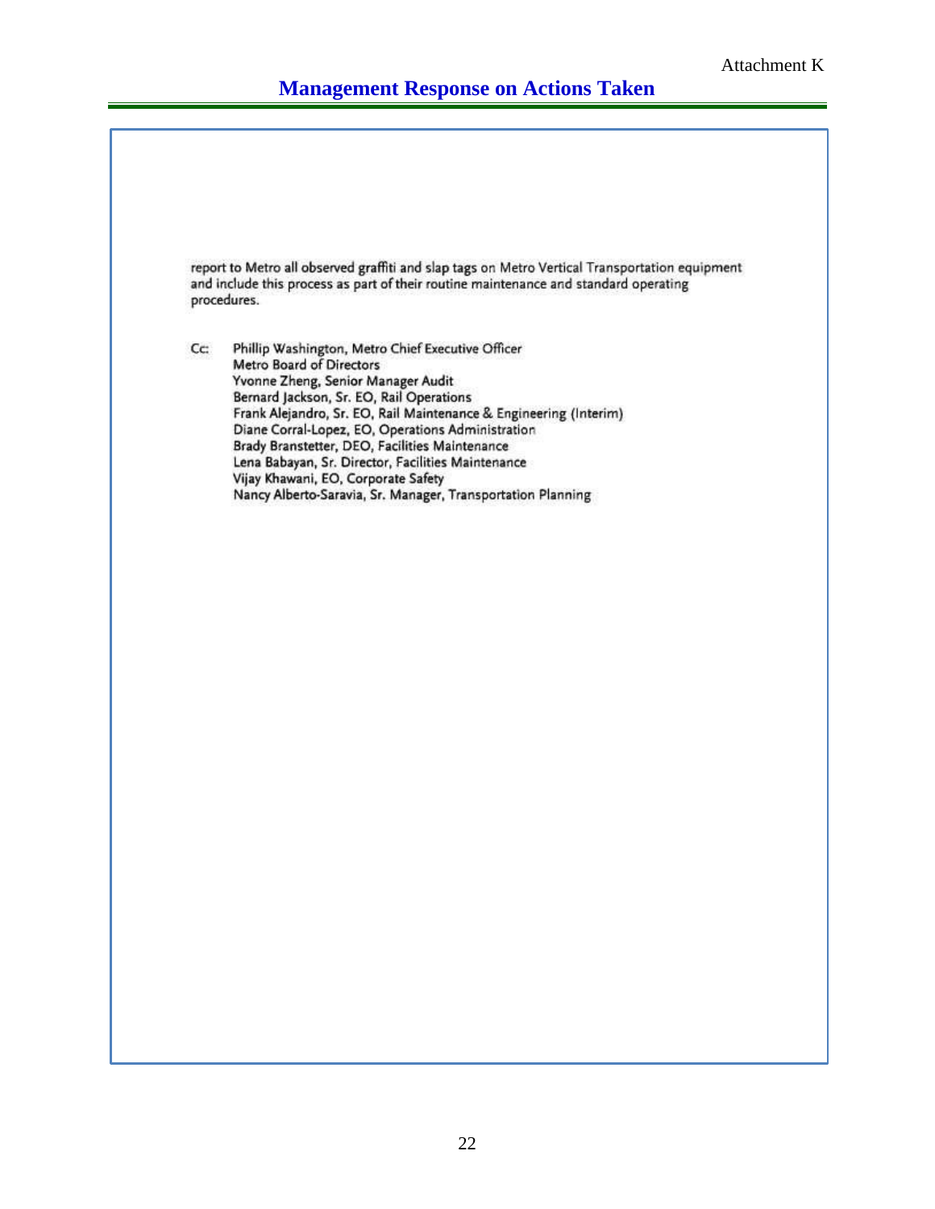Attachment K

## Management Response on Actions Taken

report to Metro all observed graffiti and slap tags on Metro Vertical Transportation equipment and include this process as part of their routine maintenance and standard operating procedures.

Cc: Phillip Washington, Metro Chief Executive Officer
Metro Board of Directors
Yvonne Zheng, Senior Manager Audit
Bernard Jackson, Sr. EO, Rail Operations
Frank Alejandro, Sr. EO, Rail Maintenance & Engineering (Interim)
Diane Corral-Lopez, EO, Operations Administration
Brady Branstetter, DEO, Facilities Maintenance
Lena Babayan, Sr. Director, Facilities Maintenance
Vijay Khawani, EO, Corporate Safety
Nancy Alberto-Saravia, Sr. Manager, Transportation Planning